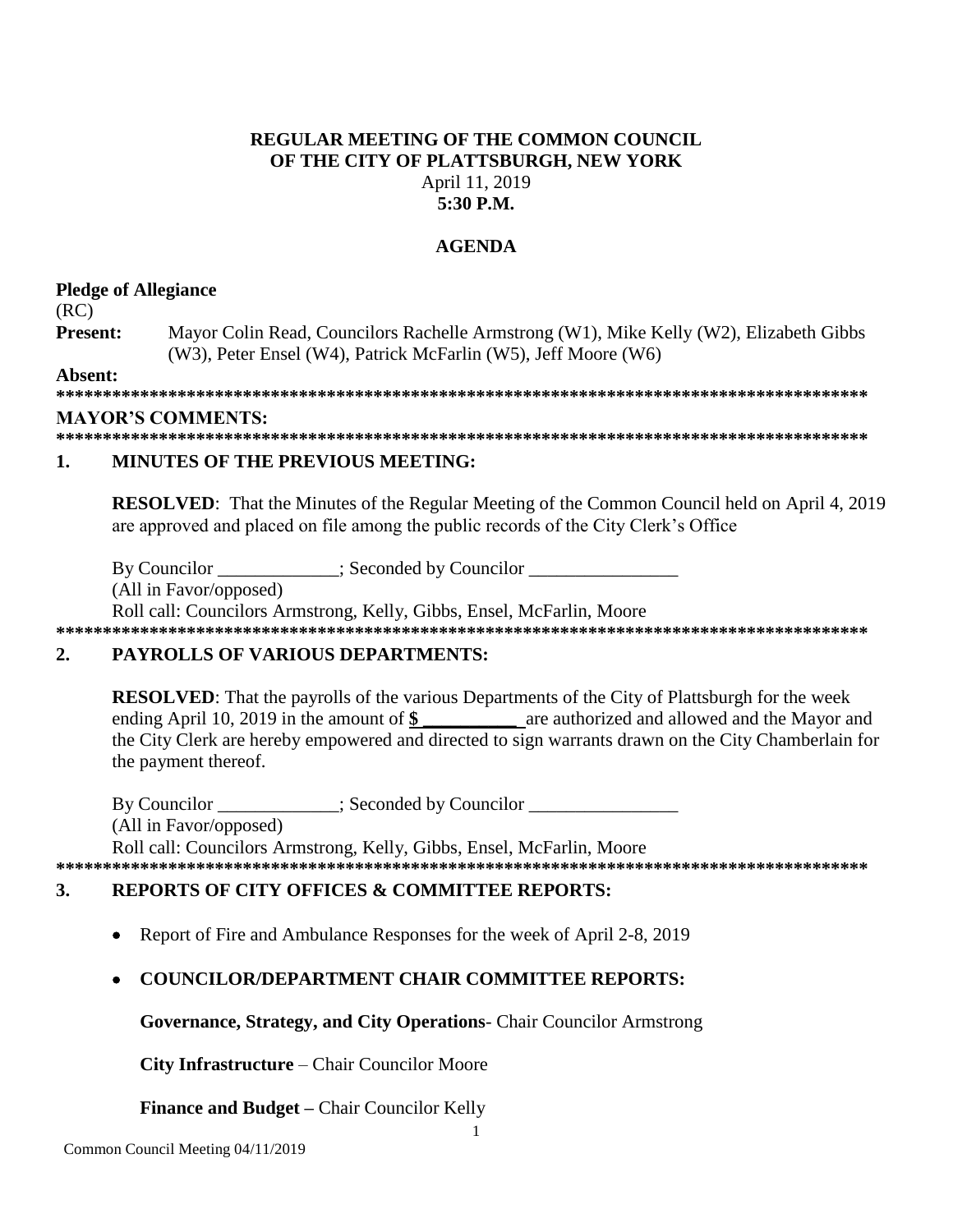# REGULAR MEETING OF THE COMMON COUNCIL OF THE CITY OF PLATTSBURGH, NEW YORK

April 11, 2019

**5:30 P.M.**

## AGENDA

**Pledge of Allegiance**

(RC)

**Present:** Mayor Colin Read, Councilors Rachelle Armstrong (W1), Mike Kelly (W2), Elizabeth Gibbs (W3), Peter Ensel (W4), Patrick McFarlin (W5), Jeff Moore (W6)

**Absent:**

**********************************************************************************************

**MAYOR'S COMMENTS:**

**********************************************************************************************

## 1. MINUTES OF THE PREVIOUS MEETING:

**RESOLVED**: That the Minutes of the Regular Meeting of the Common Council held on April 4, 2019 are approved and placed on file among the public records of the City Clerk's Office

By Councilor _____________; Seconded by Councilor ________________

(All in Favor/opposed)

Roll call: Councilors Armstrong, Kelly, Gibbs, Ensel, McFarlin, Moore

**********************************************************************************************

## 2. PAYROLLS OF VARIOUS DEPARTMENTS:

**RESOLVED**: That the payrolls of the various Departments of the City of Plattsburgh for the week ending April 10, 2019 in the amount of **$ __________** are authorized and allowed and the Mayor and the City Clerk are hereby empowered and directed to sign warrants drawn on the City Chamberlain for the payment thereof.

By Councilor _____________; Seconded by Councilor ________________

(All in Favor/opposed)

Roll call: Councilors Armstrong, Kelly, Gibbs, Ensel, McFarlin, Moore

**********************************************************************************************

## 3. REPORTS OF CITY OFFICES & COMMITTEE REPORTS:

- Report of Fire and Ambulance Responses for the week of April 2-8, 2019
- **COUNCILOR/DEPARTMENT CHAIR COMMITTEE REPORTS:**

  **Governance, Strategy, and City Operations**- Chair Councilor Armstrong

  **City Infrastructure** – Chair Councilor Moore

  **Finance and Budget –** Chair Councilor Kelly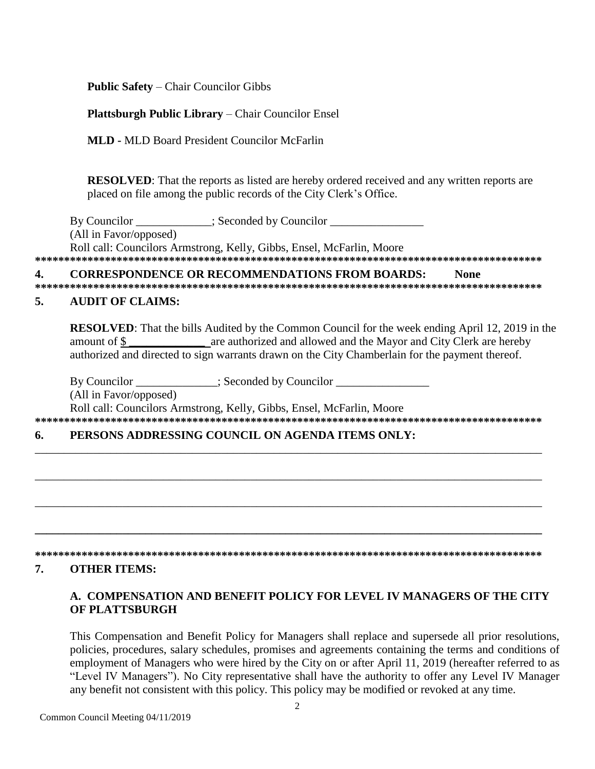**Public Safety** – Chair Councilor Gibbs

**Plattsburgh Public Library** – Chair Councilor Ensel

**MLD -** MLD Board President Councilor McFarlin

**RESOLVED**: That the reports as listed are hereby ordered received and any written reports are placed on file among the public records of the City Clerk's Office.

By Councilor _____________; Seconded by Councilor ________________
(All in Favor/opposed)
Roll call: Councilors Armstrong, Kelly, Gibbs, Ensel, McFarlin, Moore

*******************************************************************************************

## 4. CORRESPONDENCE OR RECOMMENDATIONS FROM BOARDS: None

*******************************************************************************************

## 5. AUDIT OF CLAIMS:

**RESOLVED**: That the bills Audited by the Common Council for the week ending April 12, 2019 in the amount of $ _____________ are authorized and allowed and the Mayor and City Clerk are hereby authorized and directed to sign warrants drawn on the City Chamberlain for the payment thereof.

By Councilor ______________; Seconded by Councilor ________________
(All in Favor/opposed)
Roll call: Councilors Armstrong, Kelly, Gibbs, Ensel, McFarlin, Moore

*******************************************************************************************

## 6. PERSONS ADDRESSING COUNCIL ON AGENDA ITEMS ONLY:

_______________________________________________________________________________________

_______________________________________________________________________________________

_______________________________________________________________________________________

_______________________________________________________________________________________

*******************************************************************************************

## 7. OTHER ITEMS:

### A. COMPENSATION AND BENEFIT POLICY FOR LEVEL IV MANAGERS OF THE CITY OF PLATTSBURGH

This Compensation and Benefit Policy for Managers shall replace and supersede all prior resolutions, policies, procedures, salary schedules, promises and agreements containing the terms and conditions of employment of Managers who were hired by the City on or after April 11, 2019 (hereafter referred to as "Level IV Managers"). No City representative shall have the authority to offer any Level IV Manager any benefit not consistent with this policy. This policy may be modified or revoked at any time.

Common Council Meeting 04/11/2019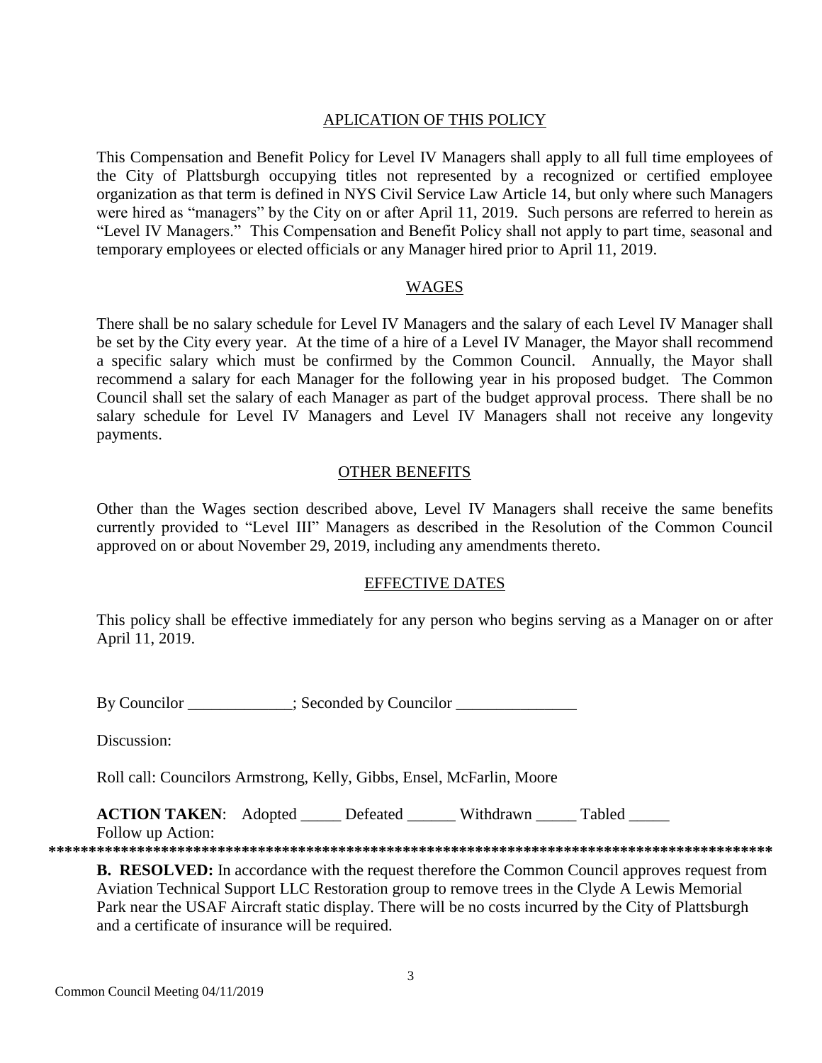## APLICATION OF THIS POLICY

This Compensation and Benefit Policy for Level IV Managers shall apply to all full time employees of the City of Plattsburgh occupying titles not represented by a recognized or certified employee organization as that term is defined in NYS Civil Service Law Article 14, but only where such Managers were hired as "managers" by the City on or after April 11, 2019. Such persons are referred to herein as "Level IV Managers." This Compensation and Benefit Policy shall not apply to part time, seasonal and temporary employees or elected officials or any Manager hired prior to April 11, 2019.

## WAGES

There shall be no salary schedule for Level IV Managers and the salary of each Level IV Manager shall be set by the City every year. At the time of a hire of a Level IV Manager, the Mayor shall recommend a specific salary which must be confirmed by the Common Council. Annually, the Mayor shall recommend a salary for each Manager for the following year in his proposed budget. The Common Council shall set the salary of each Manager as part of the budget approval process. There shall be no salary schedule for Level IV Managers and Level IV Managers shall not receive any longevity payments.

## OTHER BENEFITS

Other than the Wages section described above, Level IV Managers shall receive the same benefits currently provided to "Level III" Managers as described in the Resolution of the Common Council approved on or about November 29, 2019, including any amendments thereto.

## EFFECTIVE DATES

This policy shall be effective immediately for any person who begins serving as a Manager on or after April 11, 2019.

By Councilor _____________; Seconded by Councilor _______________

Discussion:

Roll call: Councilors Armstrong, Kelly, Gibbs, Ensel, McFarlin, Moore

**ACTION TAKEN**: Adopted _____ Defeated ______ Withdrawn _____ Tabled _____
Follow up Action:

*****************************************************************************************

**B. RESOLVED:** In accordance with the request therefore the Common Council approves request from Aviation Technical Support LLC Restoration group to remove trees in the Clyde A Lewis Memorial Park near the USAF Aircraft static display. There will be no costs incurred by the City of Plattsburgh and a certificate of insurance will be required.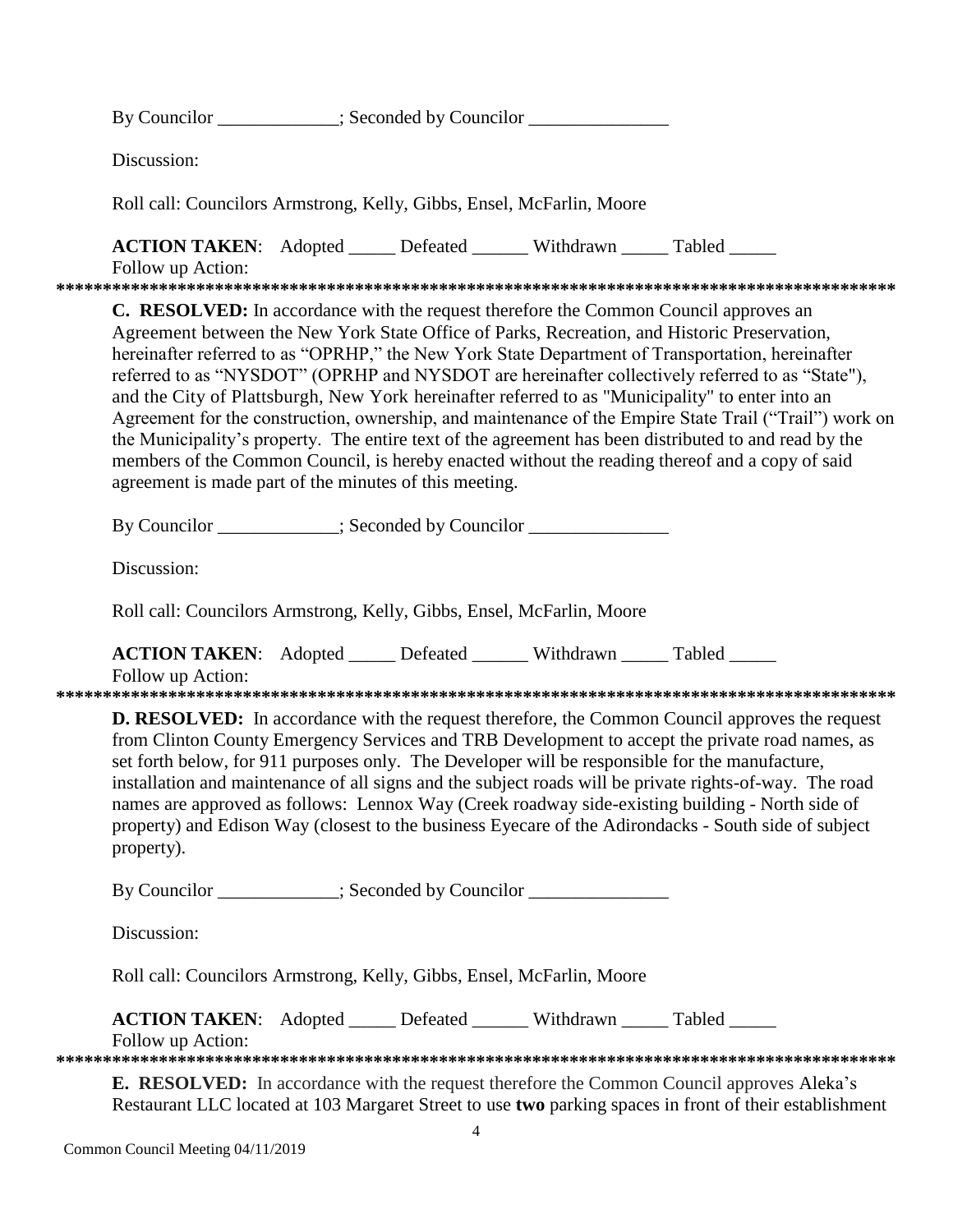By Councilor _____________; Seconded by Councilor _______________

Discussion:

Roll call: Councilors Armstrong, Kelly, Gibbs, Ensel, McFarlin, Moore

**ACTION TAKEN**: Adopted _____ Defeated ______ Withdrawn _____ Tabled _____
Follow up Action:

*****************************************************************************************

**C. RESOLVED:** In accordance with the request therefore the Common Council approves an Agreement between the New York State Office of Parks, Recreation, and Historic Preservation, hereinafter referred to as "OPRHP," the New York State Department of Transportation, hereinafter referred to as "NYSDOT" (OPRHP and NYSDOT are hereinafter collectively referred to as "State"), and the City of Plattsburgh, New York hereinafter referred to as "Municipality" to enter into an Agreement for the construction, ownership, and maintenance of the Empire State Trail ("Trail") work on the Municipality's property. The entire text of the agreement has been distributed to and read by the members of the Common Council, is hereby enacted without the reading thereof and a copy of said agreement is made part of the minutes of this meeting.

By Councilor _____________; Seconded by Councilor _______________

Discussion:

Roll call: Councilors Armstrong, Kelly, Gibbs, Ensel, McFarlin, Moore

**ACTION TAKEN**: Adopted _____ Defeated ______ Withdrawn _____ Tabled _____
Follow up Action:

*****************************************************************************************

**D. RESOLVED:** In accordance with the request therefore, the Common Council approves the request from Clinton County Emergency Services and TRB Development to accept the private road names, as set forth below, for 911 purposes only. The Developer will be responsible for the manufacture, installation and maintenance of all signs and the subject roads will be private rights-of-way. The road names are approved as follows: Lennox Way (Creek roadway side-existing building - North side of property) and Edison Way (closest to the business Eyecare of the Adirondacks - South side of subject property).

By Councilor _____________; Seconded by Councilor _______________

Discussion:

Roll call: Councilors Armstrong, Kelly, Gibbs, Ensel, McFarlin, Moore

**ACTION TAKEN**: Adopted _____ Defeated ______ Withdrawn _____ Tabled _____
Follow up Action:

*****************************************************************************************

**E. RESOLVED:** In accordance with the request therefore the Common Council approves Aleka's Restaurant LLC located at 103 Margaret Street to use **two** parking spaces in front of their establishment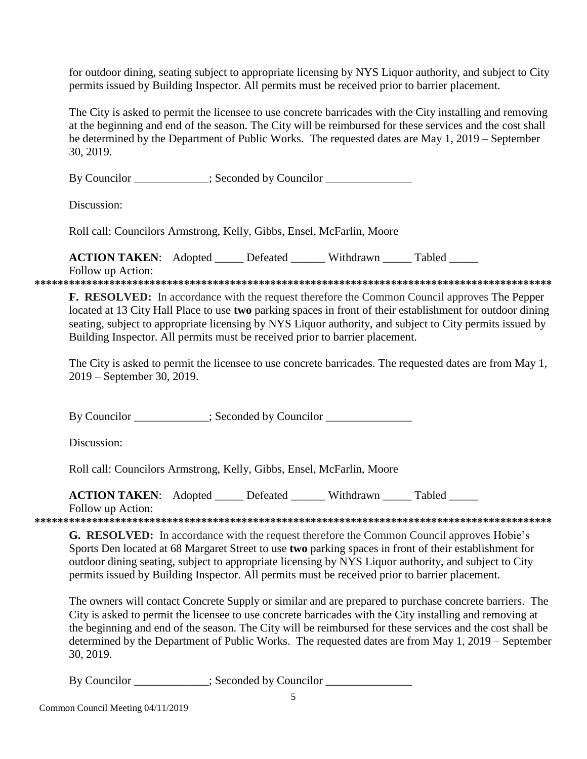for outdoor dining, seating subject to appropriate licensing by NYS Liquor authority, and subject to City permits issued by Building Inspector. All permits must be received prior to barrier placement.

The City is asked to permit the licensee to use concrete barricades with the City installing and removing at the beginning and end of the season. The City will be reimbursed for these services and the cost shall be determined by the Department of Public Works. The requested dates are May 1, 2019 – September 30, 2019.

By Councilor _____________; Seconded by Councilor _______________

Discussion:

Roll call: Councilors Armstrong, Kelly, Gibbs, Ensel, McFarlin, Moore

**ACTION TAKEN**: Adopted _____ Defeated ______ Withdrawn _____ Tabled _____
Follow up Action:

*******************************************************************************************

**F. RESOLVED:** In accordance with the request therefore the Common Council approves The Pepper located at 13 City Hall Place to use **two** parking spaces in front of their establishment for outdoor dining seating, subject to appropriate licensing by NYS Liquor authority, and subject to City permits issued by Building Inspector. All permits must be received prior to barrier placement.

The City is asked to permit the licensee to use concrete barricades. The requested dates are from May 1, 2019 – September 30, 2019.

By Councilor _____________; Seconded by Councilor _______________

Discussion:

Roll call: Councilors Armstrong, Kelly, Gibbs, Ensel, McFarlin, Moore

**ACTION TAKEN**: Adopted _____ Defeated ______ Withdrawn _____ Tabled _____
Follow up Action:

*******************************************************************************************

**G. RESOLVED:** In accordance with the request therefore the Common Council approves Hobie's Sports Den located at 68 Margaret Street to use **two** parking spaces in front of their establishment for outdoor dining seating, subject to appropriate licensing by NYS Liquor authority, and subject to City permits issued by Building Inspector. All permits must be received prior to barrier placement.

The owners will contact Concrete Supply or similar and are prepared to purchase concrete barriers. The City is asked to permit the licensee to use concrete barricades with the City installing and removing at the beginning and end of the season. The City will be reimbursed for these services and the cost shall be determined by the Department of Public Works. The requested dates are from May 1, 2019 – September 30, 2019.

By Councilor _____________; Seconded by Councilor _______________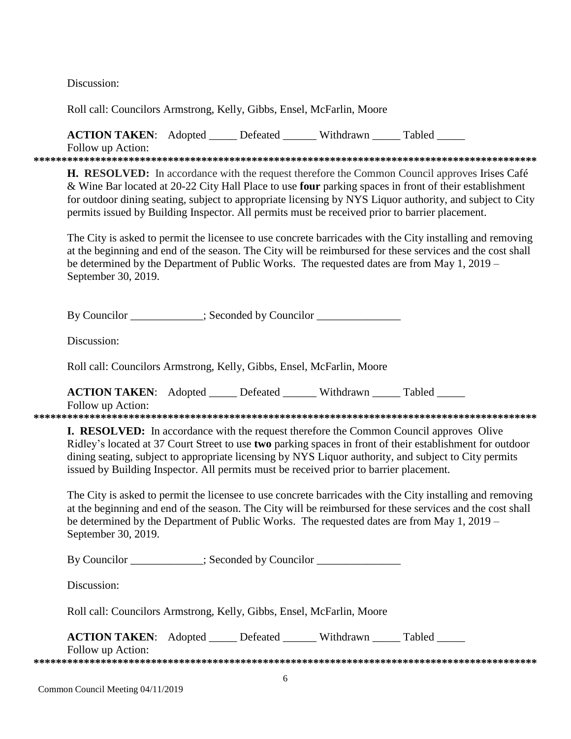Discussion:

Roll call: Councilors Armstrong, Kelly, Gibbs, Ensel, McFarlin, Moore

**ACTION TAKEN**: Adopted _____ Defeated ______ Withdrawn _____ Tabled _____
Follow up Action:

******************************************************************************************

**H. RESOLVED:** In accordance with the request therefore the Common Council approves Irises Café & Wine Bar located at 20-22 City Hall Place to use **four** parking spaces in front of their establishment for outdoor dining seating, subject to appropriate licensing by NYS Liquor authority, and subject to City permits issued by Building Inspector. All permits must be received prior to barrier placement.

The City is asked to permit the licensee to use concrete barricades with the City installing and removing at the beginning and end of the season. The City will be reimbursed for these services and the cost shall be determined by the Department of Public Works. The requested dates are from May 1, 2019 – September 30, 2019.

By Councilor _____________; Seconded by Councilor _______________

Discussion:

Roll call: Councilors Armstrong, Kelly, Gibbs, Ensel, McFarlin, Moore

**ACTION TAKEN**: Adopted _____ Defeated ______ Withdrawn _____ Tabled _____
Follow up Action:

******************************************************************************************

**I. RESOLVED:** In accordance with the request therefore the Common Council approves Olive Ridley's located at 37 Court Street to use **two** parking spaces in front of their establishment for outdoor dining seating, subject to appropriate licensing by NYS Liquor authority, and subject to City permits issued by Building Inspector. All permits must be received prior to barrier placement.

The City is asked to permit the licensee to use concrete barricades with the City installing and removing at the beginning and end of the season. The City will be reimbursed for these services and the cost shall be determined by the Department of Public Works. The requested dates are from May 1, 2019 – September 30, 2019.

By Councilor _____________; Seconded by Councilor _______________

Discussion:

Roll call: Councilors Armstrong, Kelly, Gibbs, Ensel, McFarlin, Moore

**ACTION TAKEN**: Adopted _____ Defeated ______ Withdrawn _____ Tabled _____
Follow up Action:

******************************************************************************************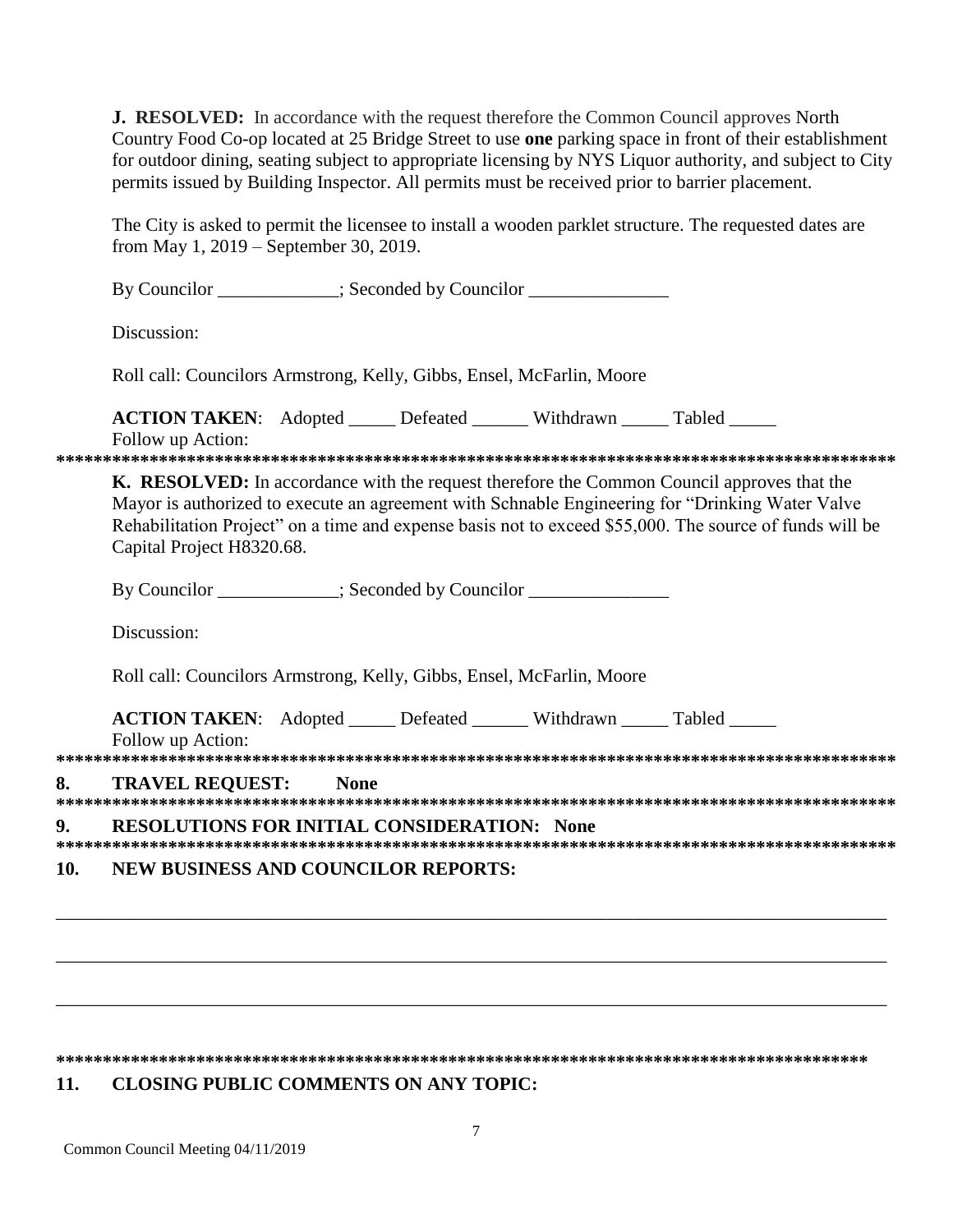**J. RESOLVED:** In accordance with the request therefore the Common Council approves North Country Food Co-op located at 25 Bridge Street to use **one** parking space in front of their establishment for outdoor dining, seating subject to appropriate licensing by NYS Liquor authority, and subject to City permits issued by Building Inspector. All permits must be received prior to barrier placement.

The City is asked to permit the licensee to install a wooden parklet structure. The requested dates are from May 1, 2019 – September 30, 2019.

By Councilor _____________; Seconded by Councilor _______________

Discussion:

Roll call: Councilors Armstrong, Kelly, Gibbs, Ensel, McFarlin, Moore

**ACTION TAKEN**: Adopted _____ Defeated ______ Withdrawn _____ Tabled _____
Follow up Action:

*****************************************************************************************

**K. RESOLVED:** In accordance with the request therefore the Common Council approves that the Mayor is authorized to execute an agreement with Schnable Engineering for "Drinking Water Valve Rehabilitation Project" on a time and expense basis not to exceed $55,000. The source of funds will be Capital Project H8320.68.

By Councilor _____________; Seconded by Councilor _______________

Discussion:

Roll call: Councilors Armstrong, Kelly, Gibbs, Ensel, McFarlin, Moore

**ACTION TAKEN**: Adopted _____ Defeated ______ Withdrawn _____ Tabled _____
Follow up Action:

*****************************************************************************************

**8. TRAVEL REQUEST: None**

*****************************************************************************************

**9. RESOLUTIONS FOR INITIAL CONSIDERATION: None**

*****************************************************************************************

**10. NEW BUSINESS AND COUNCILOR REPORTS:**

_________________________________________________________________________________________

_________________________________________________________________________________________

_________________________________________________________________________________________

*****************************************************************************************

**11. CLOSING PUBLIC COMMENTS ON ANY TOPIC:**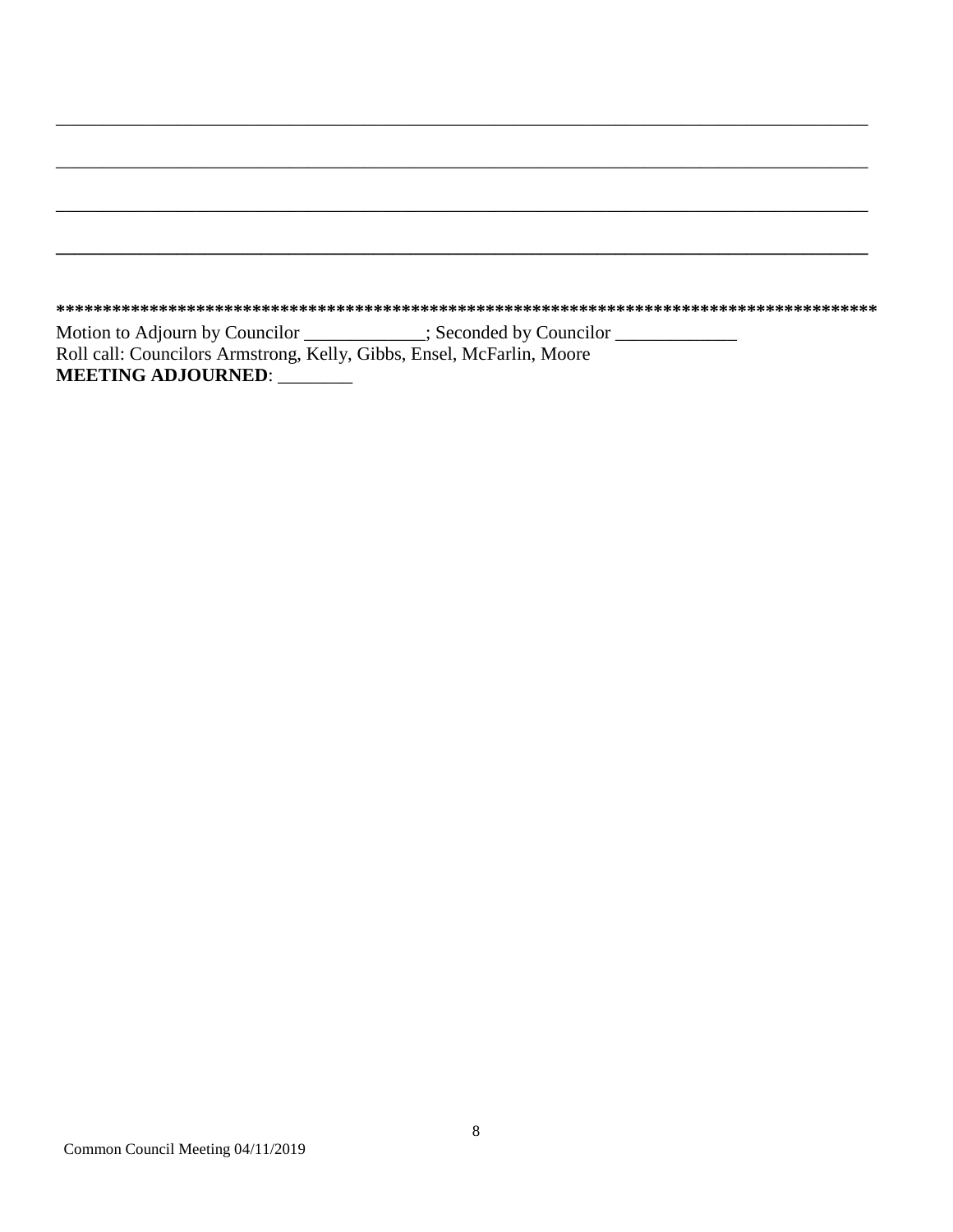\_\_\_\_\_\_\_\_\_\_\_\_\_\_\_\_\_\_\_\_\_\_\_\_\_\_\_\_\_\_\_\_\_\_\_\_\_\_\_\_\_\_\_\_\_\_\_\_\_\_\_\_\_\_\_\_\_\_\_\_\_\_\_\_\_\_\_\_\_\_\_\_\_\_\_\_\_\_\_\_\_\_\_\_\_

\_\_\_\_\_\_\_\_\_\_\_\_\_\_\_\_\_\_\_\_\_\_\_\_\_\_\_\_\_\_\_\_\_\_\_\_\_\_\_\_\_\_\_\_\_\_\_\_\_\_\_\_\_\_\_\_\_\_\_\_\_\_\_\_\_\_\_\_\_\_\_\_\_\_\_\_\_\_\_\_\_\_\_\_\_

\_\_\_\_\_\_\_\_\_\_\_\_\_\_\_\_\_\_\_\_\_\_\_\_\_\_\_\_\_\_\_\_\_\_\_\_\_\_\_\_\_\_\_\_\_\_\_\_\_\_\_\_\_\_\_\_\_\_\_\_\_\_\_\_\_\_\_\_\_\_\_\_\_\_\_\_\_\_\_\_\_\_\_\_\_

\_\_\_\_\_\_\_\_\_\_\_\_\_\_\_\_\_\_\_\_\_\_\_\_\_\_\_\_\_\_\_\_\_\_\_\_\_\_\_\_\_\_\_\_\_\_\_\_\_\_\_\_\_\_\_\_\_\_\_\_\_\_\_\_\_\_\_\_\_\_\_\_\_\_\_\_\_\_\_\_\_\_\_\_\_

\*\*\*\*\*\*\*\*\*\*\*\*\*\*\*\*\*\*\*\*\*\*\*\*\*\*\*\*\*\*\*\*\*\*\*\*\*\*\*\*\*\*\*\*\*\*\*\*\*\*\*\*\*\*\*\*\*\*\*\*\*\*\*\*\*\*\*\*\*\*\*\*\*\*\*\*\*\*\*\*\*\*\*\*\*\*\*\*\*\*\*\*

Motion to Adjourn by Councilor \_\_\_\_\_\_\_\_\_\_\_\_\_; Seconded by Councilor \_\_\_\_\_\_\_\_\_\_\_\_\_
Roll call: Councilors Armstrong, Kelly, Gibbs, Ensel, McFarlin, Moore
**MEETING ADJOURNED**: \_\_\_\_\_\_\_\_